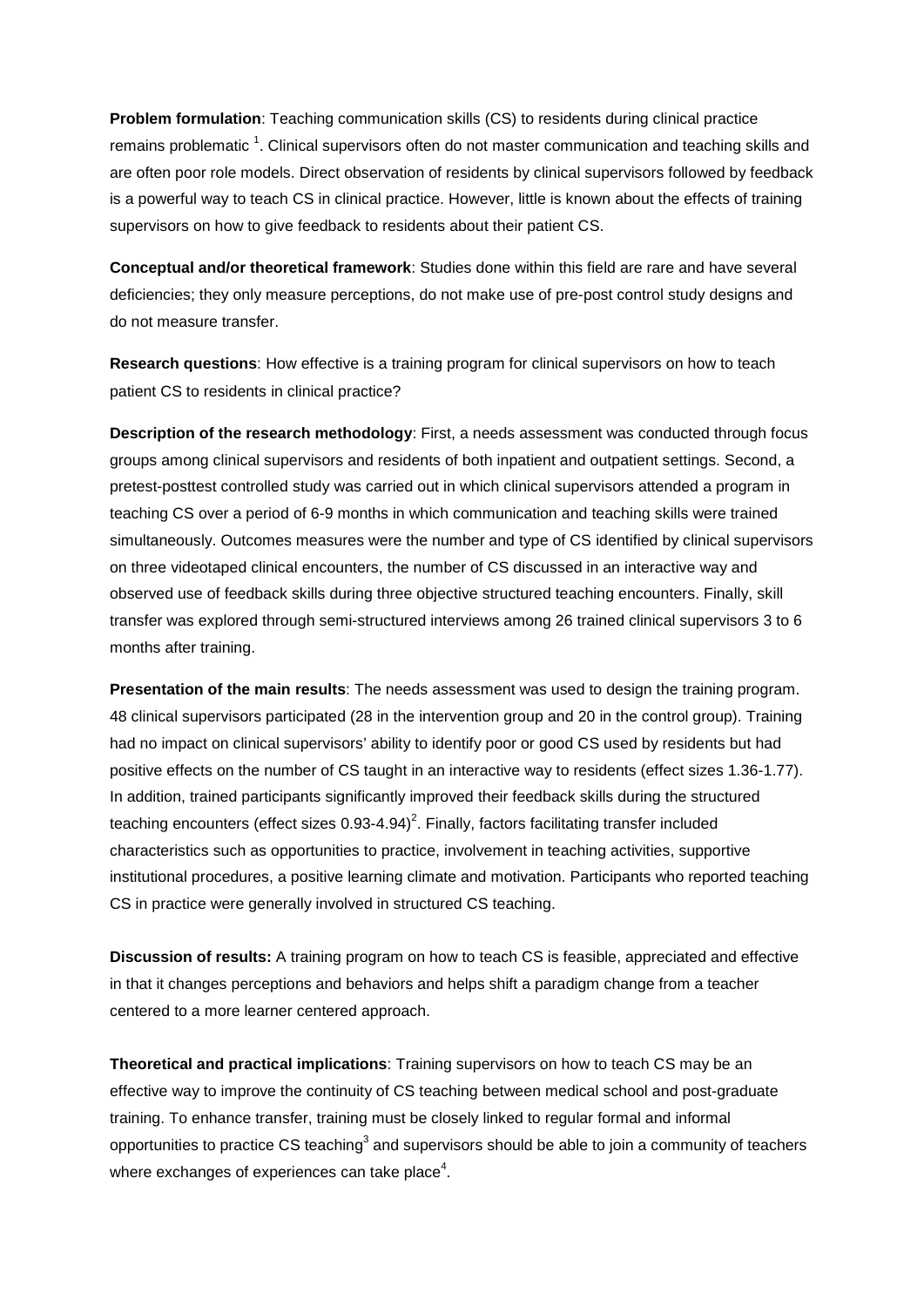**Problem formulation**: Teaching communication skills (CS) to residents during clinical practice remains problematic [1]. Clinical supervisors often do not master communication and teaching skills and are often poor role models. Direct observation of residents by clinical supervisors followed by feedback is a powerful way to teach CS in clinical practice. However, little is known about the effects of training supervisors on how to give feedback to residents about their patient CS.

**Conceptual and/or theoretical framework**: Studies done within this field are rare and have several deficiencies; they only measure perceptions, do not make use of pre-post control study designs and do not measure transfer.

**Research questions**: How effective is a training program for clinical supervisors on how to teach patient CS to residents in clinical practice?

**Description of the research methodology**: First, a needs assessment was conducted through focus groups among clinical supervisors and residents of both inpatient and outpatient settings. Second, a pretest-posttest controlled study was carried out in which clinical supervisors attended a program in teaching CS over a period of 6-9 months in which communication and teaching skills were trained simultaneously. Outcomes measures were the number and type of CS identified by clinical supervisors on three videotaped clinical encounters, the number of CS discussed in an interactive way and observed use of feedback skills during three objective structured teaching encounters. Finally, skill transfer was explored through semi-structured interviews among 26 trained clinical supervisors 3 to 6 months after training.

**Presentation of the main results**: The needs assessment was used to design the training program. 48 clinical supervisors participated (28 in the intervention group and 20 in the control group). Training had no impact on clinical supervisors' ability to identify poor or good CS used by residents but had positive effects on the number of CS taught in an interactive way to residents (effect sizes 1.36-1.77). In addition, trained participants significantly improved their feedback skills during the structured teaching encounters (effect sizes 0.93-4.94)[2]. Finally, factors facilitating transfer included characteristics such as opportunities to practice, involvement in teaching activities, supportive institutional procedures, a positive learning climate and motivation. Participants who reported teaching CS in practice were generally involved in structured CS teaching.

**Discussion of results:** A training program on how to teach CS is feasible, appreciated and effective in that it changes perceptions and behaviors and helps shift a paradigm change from a teacher centered to a more learner centered approach.

**Theoretical and practical implications**: Training supervisors on how to teach CS may be an effective way to improve the continuity of CS teaching between medical school and post-graduate training. To enhance transfer, training must be closely linked to regular formal and informal opportunities to practice CS teaching[3] and supervisors should be able to join a community of teachers where exchanges of experiences can take place[4].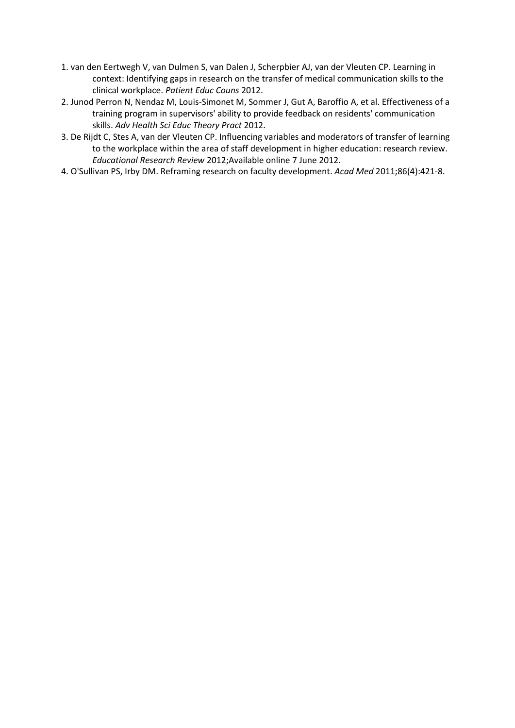1. van den Eertwegh V, van Dulmen S, van Dalen J, Scherpbier AJ, van der Vleuten CP. Learning in context: Identifying gaps in research on the transfer of medical communication skills to the clinical workplace. *Patient Educ Couns* 2012.
2. Junod Perron N, Nendaz M, Louis-Simonet M, Sommer J, Gut A, Baroffio A, et al. Effectiveness of a training program in supervisors' ability to provide feedback on residents' communication skills. *Adv Health Sci Educ Theory Pract* 2012.
3. De Rijdt C, Stes A, van der Vleuten CP. Influencing variables and moderators of transfer of learning to the workplace within the area of staff development in higher education: research review. *Educational Research Review* 2012;Available online 7 June 2012.
4. O'Sullivan PS, Irby DM. Reframing research on faculty development. *Acad Med* 2011;86(4):421-8.